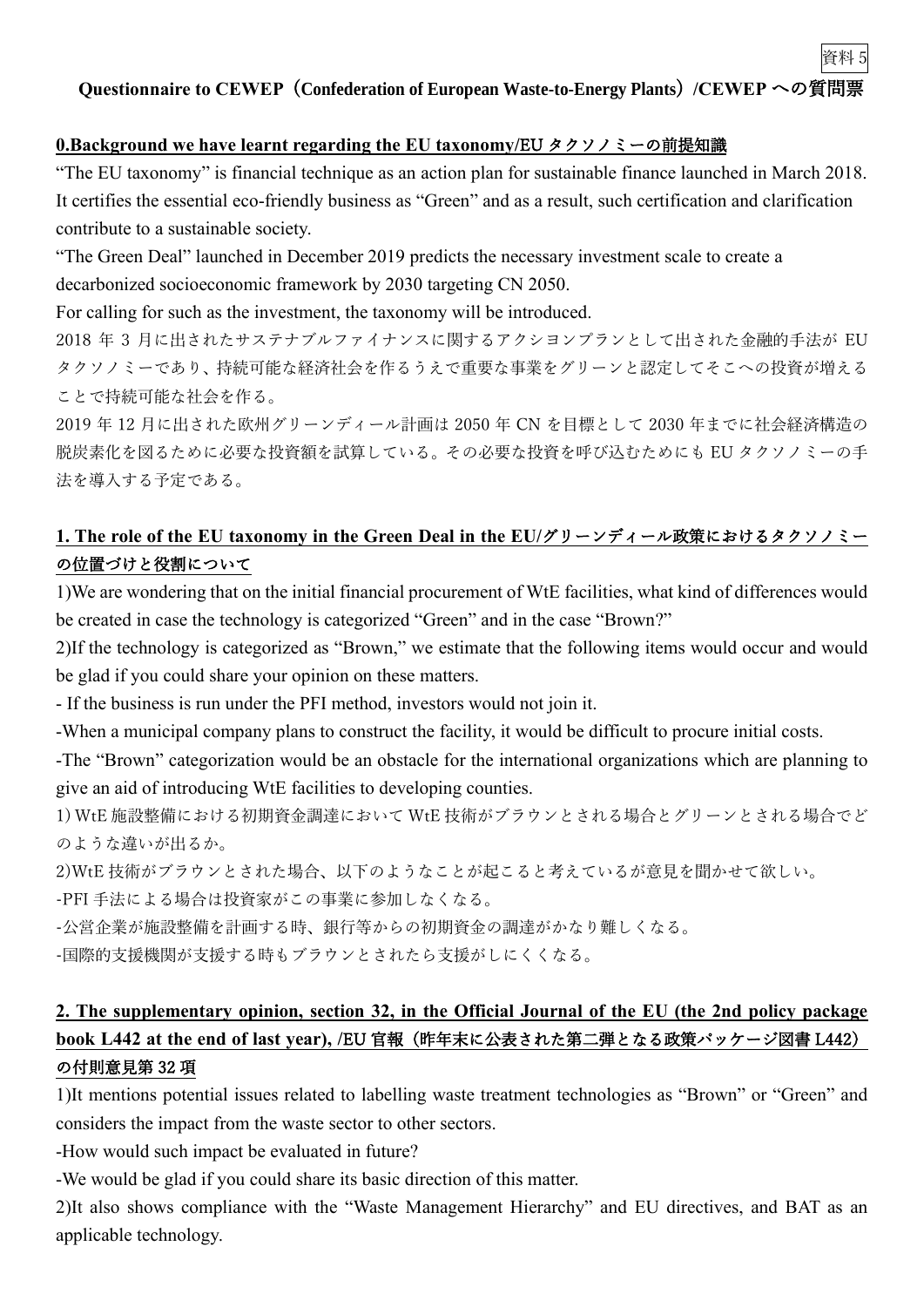資料5

# Questionnaire to CEWEP（Confederation of European Waste-to-Energy Plants）/CEWEP への質問票

## 0.Background we have learnt regarding the EU taxonomy/EU タクソノミーの前提知識

"The EU taxonomy" is financial technique as an action plan for sustainable finance launched in March 2018. It certifies the essential eco-friendly business as "Green" and as a result, such certification and clarification contribute to a sustainable society.

"The Green Deal" launched in December 2019 predicts the necessary investment scale to create a decarbonized socioeconomic framework by 2030 targeting CN 2050.

For calling for such as the investment, the taxonomy will be introduced.

2018 年 3 月に出されたサステナブルファイナンスに関するアクシヨンプランとして出された金融的手法が EU タクソノミーであり、持続可能な経済社会を作るうえで重要な事業をグリーンと認定してそこへの投資が増えることで持続可能な社会を作る。

2019 年 12 月に出された欧州グリーンディール計画は 2050 年 CN を目標として 2030 年までに社会経済構造の脱炭素化を図るために必要な投資額を試算している。その必要な投資を呼び込むためにも EU タクソノミーの手法を導入する予定である。

## 1. The role of the EU taxonomy in the Green Deal in the EU/グリーンディール政策におけるタクソノミーの位置づけと役割について

1)We are wondering that on the initial financial procurement of WtE facilities, what kind of differences would be created in case the technology is categorized "Green" and in the case "Brown?"

2)If the technology is categorized as "Brown," we estimate that the following items would occur and would be glad if you could share your opinion on these matters.

- If the business is run under the PFI method, investors would not join it.

-When a municipal company plans to construct the facility, it would be difficult to procure initial costs.

-The "Brown" categorization would be an obstacle for the international organizations which are planning to give an aid of introducing WtE facilities to developing counties.

1) WtE 施設整備における初期資金調達において WtE 技術がブラウンとされる場合とグリーンとされる場合でどのような違いが出るか。

2)WtE 技術がブラウンとされた場合、以下のようなことが起こると考えているが意見を聞かせて欲しい。

-PFI 手法による場合は投資家がこの事業に参加しなくなる。

-公営企業が施設整備を計画する時、銀行等からの初期資金の調達がかなり難しくなる。

-国際的支援機関が支援する時もブラウンとされたら支援がしにくくなる。

## 2. The supplementary opinion, section 32, in the Official Journal of the EU (the 2nd policy package book L442 at the end of last year), /EU 官報（昨年末に公表された第二弾となる政策パッケージ図書 L442）の付則意見第 32 項

1)It mentions potential issues related to labelling waste treatment technologies as "Brown" or "Green" and considers the impact from the waste sector to other sectors.

-How would such impact be evaluated in future?

-We would be glad if you could share its basic direction of this matter.

2)It also shows compliance with the "Waste Management Hierarchy" and EU directives, and BAT as an applicable technology.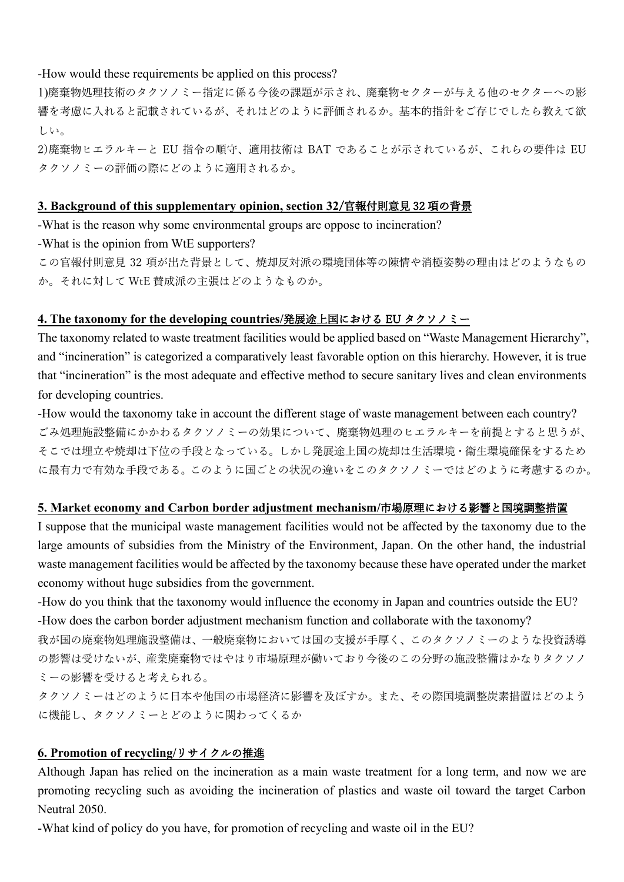-How would these requirements be applied on this process?

1)廃棄物処理技術のタクソノミー指定に係る今後の課題が示され、廃棄物セクターが与える他のセクターへの影響を考慮に入れると記載されているが、それはどのように評価されるか。基本的指針をご存じでしたら教えて欲しい。

2)廃棄物ヒエラルキーと EU 指令の順守、適用技術は BAT であることが示されているが、これらの要件は EU タクソノミーの評価の際にどのように適用されるか。

## 3. Background of this supplementary opinion, section 32/官報付則意見 32 項の背景

-What is the reason why some environmental groups are oppose to incineration?

-What is the opinion from WtE supporters?

この官報付則意見 32 項が出た背景として、焼却反対派の環境団体等の陳情や消極姿勢の理由はどのようなものか。それに対して WtE 賛成派の主張はどのようなものか。

## 4. The taxonomy for the developing countries/発展途上国における EU タクソノミー

The taxonomy related to waste treatment facilities would be applied based on "Waste Management Hierarchy", and "incineration" is categorized a comparatively least favorable option on this hierarchy. However, it is true that "incineration" is the most adequate and effective method to secure sanitary lives and clean environments for developing countries.

-How would the taxonomy take in account the different stage of waste management between each country?

ごみ処理施設整備にかかわるタクソノミーの効果について、廃棄物処理のヒエラルキーを前提とすると思うが、そこでは埋立や焼却は下位の手段となっている。しかし発展途上国の焼却は生活環境・衛生環境確保をするために最有力で有効な手段である。このように国ごとの状況の違いをこのタクソノミーではどのように考慮するのか。

## 5. Market economy and Carbon border adjustment mechanism/市場原理における影響と国境調整措置

I suppose that the municipal waste management facilities would not be affected by the taxonomy due to the large amounts of subsidies from the Ministry of the Environment, Japan. On the other hand, the industrial waste management facilities would be affected by the taxonomy because these have operated under the market economy without huge subsidies from the government.

-How do you think that the taxonomy would influence the economy in Japan and countries outside the EU?

-How does the carbon border adjustment mechanism function and collaborate with the taxonomy?

我が国の廃棄物処理施設整備は、一般廃棄物においては国の支援が手厚く、このタクソノミーのような投資誘導の影響は受けないが、産業廃棄物ではやはり市場原理が働いており今後のこの分野の施設整備はかなりタクソノミーの影響を受けると考えられる。

タクソノミーはどのように日本や他国の市場経済に影響を及ぼすか。また、その際国境調整炭素措置はどのように機能し、タクソノミーとどのように関わってくるか

## 6. Promotion of recycling/リサイクルの推進

Although Japan has relied on the incineration as a main waste treatment for a long term, and now we are promoting recycling such as avoiding the incineration of plastics and waste oil toward the target Carbon Neutral 2050.

-What kind of policy do you have, for promotion of recycling and waste oil in the EU?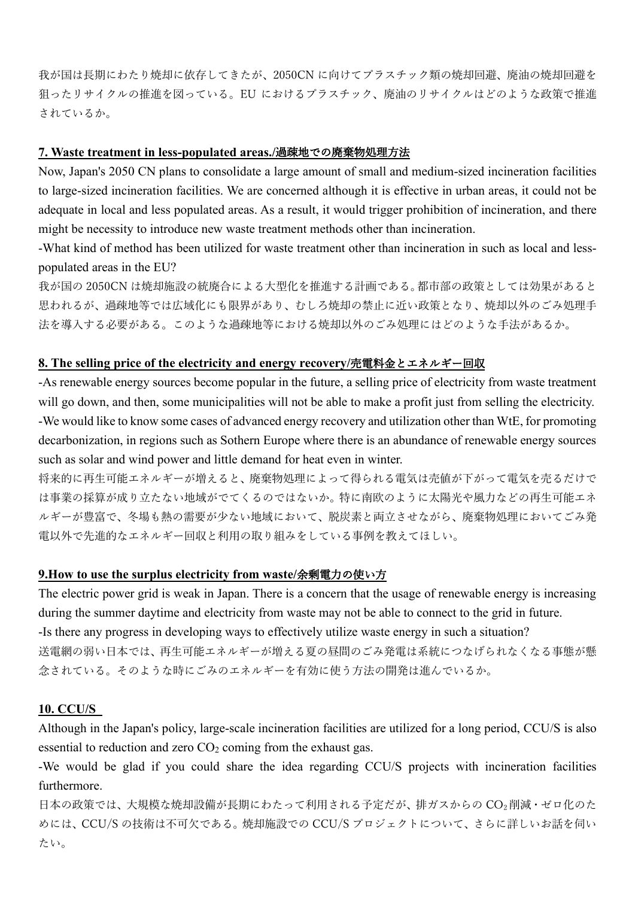我が国は長期にわたり焼却に依存してきたが、2050CN に向けてプラスチック類の焼却回避、廃油の焼却回避を狙ったリサイクルの推進を図っている。EU におけるプラスチック、廃油のリサイクルはどのような政策で推進されているか。

### 7. Waste treatment in less-populated areas./過疎地での廃棄物処理方法

Now, Japan's 2050 CN plans to consolidate a large amount of small and medium-sized incineration facilities to large-sized incineration facilities. We are concerned although it is effective in urban areas, it could not be adequate in local and less populated areas. As a result, it would trigger prohibition of incineration, and there might be necessity to introduce new waste treatment methods other than incineration.

-What kind of method has been utilized for waste treatment other than incineration in such as local and less-populated areas in the EU?

我が国の 2050CN は焼却施設の統廃合による大型化を推進する計画である。都市部の政策としては効果があると思われるが、過疎地等では広域化にも限界があり、むしろ焼却の禁止に近い政策となり、焼却以外のごみ処理手法を導入する必要がある。このような過疎地等における焼却以外のごみ処理にはどのような手法があるか。

### 8. The selling price of the electricity and energy recovery/売電料金とエネルギー回収

-As renewable energy sources become popular in the future, a selling price of electricity from waste treatment will go down, and then, some municipalities will not be able to make a profit just from selling the electricity.

-We would like to know some cases of advanced energy recovery and utilization other than WtE, for promoting decarbonization, in regions such as Sothern Europe where there is an abundance of renewable energy sources such as solar and wind power and little demand for heat even in winter.

将来的に再生可能エネルギーが増えると、廃棄物処理によって得られる電気は売値が下がって電気を売るだけでは事業の採算が成り立たない地域がでてくるのではないか。特に南欧のように太陽光や風力などの再生可能エネルギーが豊富で、冬場も熱の需要が少ない地域において、脱炭素と両立させながら、廃棄物処理においてごみ発電以外で先進的なエネルギー回収と利用の取り組みをしている事例を教えてほしい。

### 9.How to use the surplus electricity from waste/余剰電力の使い方

The electric power grid is weak in Japan. There is a concern that the usage of renewable energy is increasing during the summer daytime and electricity from waste may not be able to connect to the grid in future.

-Is there any progress in developing ways to effectively utilize waste energy in such a situation?

送電網の弱い日本では、再生可能エネルギーが増える夏の昼間のごみ発電は系統につなげられなくなる事態が懸念されている。そのような時にごみのエネルギーを有効に使う方法の開発は進んでいるか。

### 10. CCU/S

Although in the Japan's policy, large-scale incineration facilities are utilized for a long period, CCU/S is also essential to reduction and zero $CO_2$ coming from the exhaust gas.

-We would be glad if you could share the idea regarding CCU/S projects with incineration facilities furthermore.

日本の政策では、大規模な焼却設備が長期にわたって利用される予定だが、排ガスからの $CO_2$ 削減・ゼロ化のためには、CCU/S の技術は不可欠である。焼却施設での CCU/S プロジェクトについて、さらに詳しいお話を伺いたい。